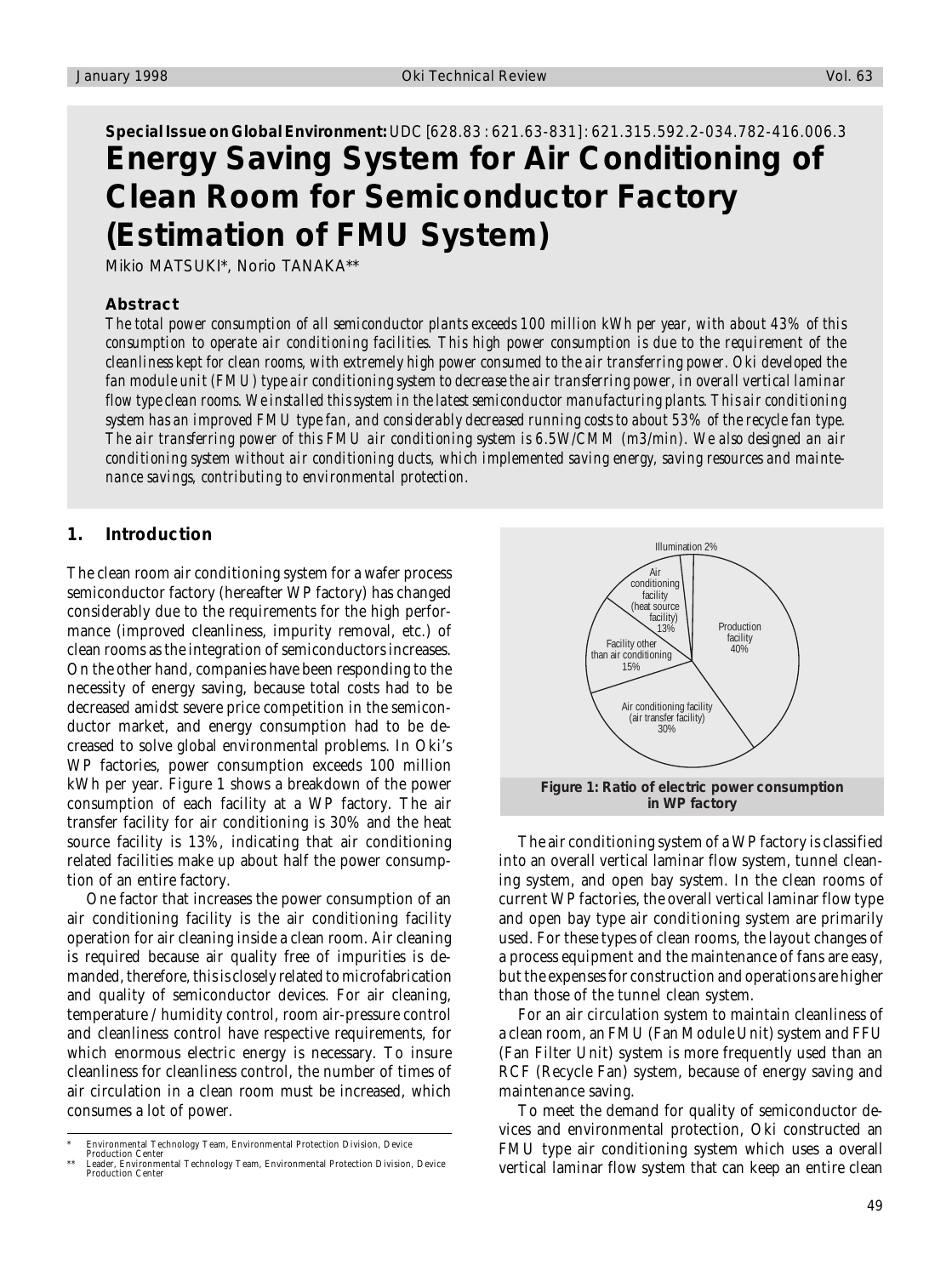**Special Issue on Global Environment:** UDC [628.83 : 621.63-831] : 621.315.592.2-034.782-416.006.3

# Energy Saving System for Air Conditioning of Clean Room for Semiconductor Factory (Estimation of FMU System)

Mikio MATSUKI*, Norio TANAKA**

### Abstract

*The total power consumption of all semiconductor plants exceeds 100 million kWh per year, with about 43% of this consumption to operate air conditioning facilities. This high power consumption is due to the requirement of the cleanliness kept for clean rooms, with extremely high power consumed to the air transferring power. Oki developed the fan module unit (FMU) type air conditioning system to decrease the air transferring power, in overall vertical laminar flow type clean rooms. We installed this system in the latest semiconductor manufacturing plants. This air conditioning system has an improved FMU type fan, and considerably decreased running costs to about 53% of the recycle fan type. The air transferring power of this FMU air conditioning system is 6.5W/CMM (m3/min). We also designed an air conditioning system without air conditioning ducts, which implemented saving energy, saving resources and maintenance savings, contributing to environmental protection.*

## 1. Introduction

The clean room air conditioning system for a wafer process semiconductor factory (hereafter WP factory) has changed considerably due to the requirements for the high performance (improved cleanliness, impurity removal, etc.) of clean rooms as the integration of semiconductors increases. On the other hand, companies have been responding to the necessity of energy saving, because total costs had to be decreased amidst severe price competition in the semiconductor market, and energy consumption had to be decreased to solve global environmental problems. In Oki's WP factories, power consumption exceeds 100 million kWh per year. Figure 1 shows a breakdown of the power consumption of each facility at a WP factory. The air transfer facility for air conditioning is 30% and the heat source facility is 13%, indicating that air conditioning related facilities make up about half the power consumption of an entire factory.

One factor that increases the power consumption of an air conditioning facility is the air conditioning facility operation for air cleaning inside a clean room. Air cleaning is required because air quality free of impurities is demanded, therefore, this is closely related to microfabrication and quality of semiconductor devices. For air cleaning, temperature / humidity control, room air-pressure control and cleanliness control have respective requirements, for which enormous electric energy is necessary. To insure cleanliness for cleanliness control, the number of times of air circulation in a clean room must be increased, which consumes a lot of power.

| Facility | Ratio |
|---|---|
| Production facility | 40% |
| Air conditioning facility (air transfer facility) | 30% |
| Facility other than air conditioning | 15% |
| Air conditioning facility (heat source facility) | 13% |
| Illumination | 2% |

**Figure 1: Ratio of electric power consumption in WP factory**

The air conditioning system of a WP factory is classified into an overall vertical laminar flow system, tunnel cleaning system, and open bay system. In the clean rooms of current WP factories, the overall vertical laminar flow type and open bay type air conditioning system are primarily used. For these types of clean rooms, the layout changes of a process equipment and the maintenance of fans are easy, but the expenses for construction and operations are higher than those of the tunnel clean system.

For an air circulation system to maintain cleanliness of a clean room, an FMU (Fan Module Unit) system and FFU (Fan Filter Unit) system is more frequently used than an RCF (Recycle Fan) system, because of energy saving and maintenance saving.

To meet the demand for quality of semiconductor devices and environmental protection, Oki constructed an FMU type air conditioning system which uses a overall vertical laminar flow system that can keep an entire clean

---

\* Environmental Technology Team, Environmental Protection Division, Device Production Center

\*\* Leader, Environmental Technology Team, Environmental Protection Division, Device Production Center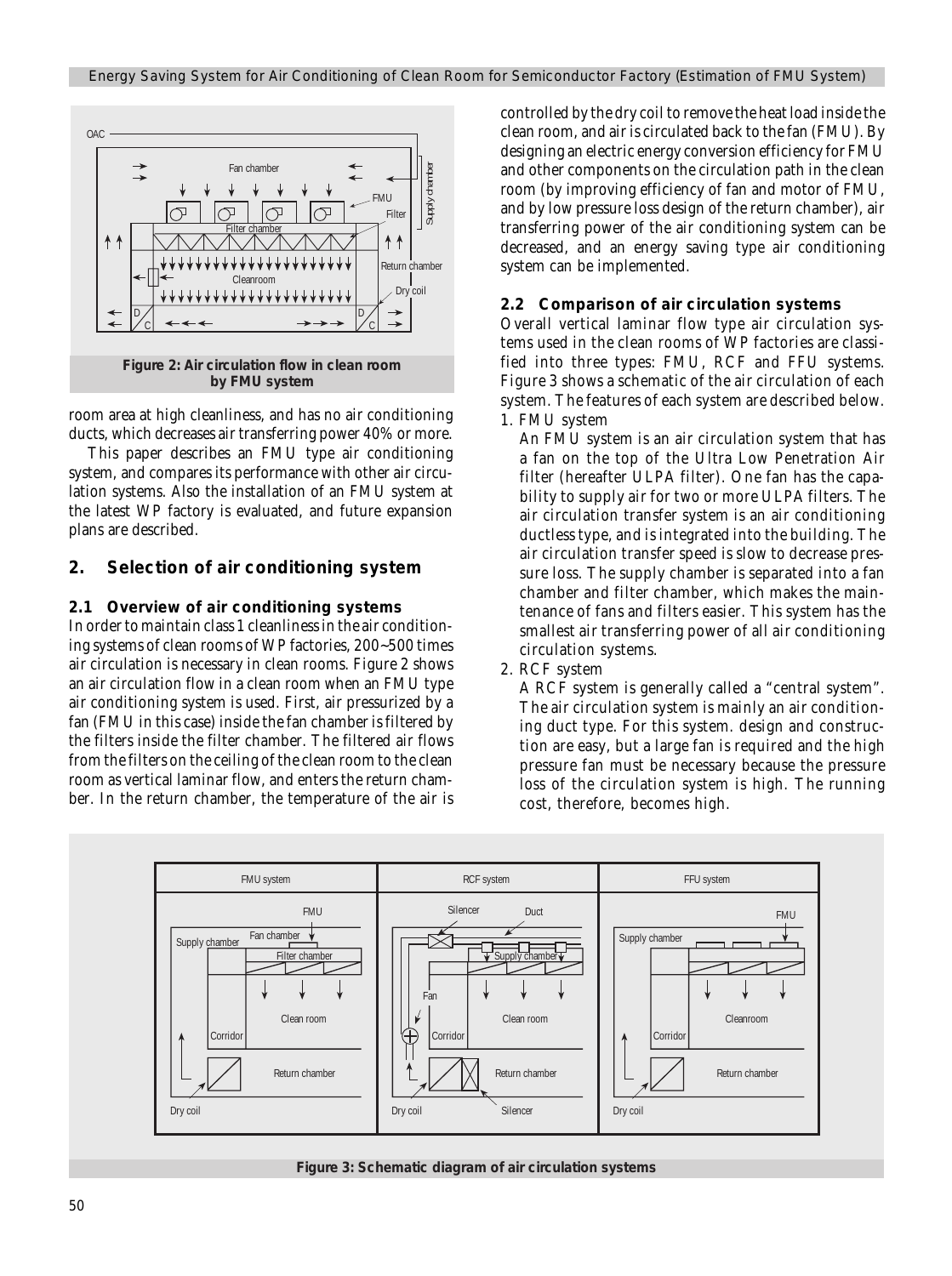Figure 2: Air circulation flow in clean room by FMU system

room area at high cleanliness, and has no air conditioning ducts, which decreases air transferring power 40% or more.

This paper describes an FMU type air conditioning system, and compares its performance with other air circulation systems. Also the installation of an FMU system at the latest WP factory is evaluated, and future expansion plans are described.

## 2. Selection of air conditioning system

### 2.1 Overview of air conditioning systems

In order to maintain class 1 cleanliness in the air conditioning systems of clean rooms of WP factories, 200~500 times air circulation is necessary in clean rooms. Figure 2 shows an air circulation flow in a clean room when an FMU type air conditioning system is used. First, air pressurized by a fan (FMU in this case) inside the fan chamber is filtered by the filters inside the filter chamber. The filtered air flows from the filters on the ceiling of the clean room to the clean room as vertical laminar flow, and enters the return chamber. In the return chamber, the temperature of the air is controlled by the dry coil to remove the heat load inside the clean room, and air is circulated back to the fan (FMU). By designing an electric energy conversion efficiency for FMU and other components on the circulation path in the clean room (by improving efficiency of fan and motor of FMU, and by low pressure loss design of the return chamber), air transferring power of the air conditioning system can be decreased, and an energy saving type air conditioning system can be implemented.

### 2.2 Comparison of air circulation systems

Overall vertical laminar flow type air circulation systems used in the clean rooms of WP factories are classified into three types: FMU, RCF and FFU systems. Figure 3 shows a schematic of the air circulation of each system. The features of each system are described below.

1. FMU system

   An FMU system is an air circulation system that has a fan on the top of the Ultra Low Penetration Air filter (hereafter ULPA filter). One fan has the capability to supply air for two or more ULPA filters. The air circulation transfer system is an air conditioning ductless type, and is integrated into the building. The air circulation transfer speed is slow to decrease pressure loss. The supply chamber is separated into a fan chamber and filter chamber, which makes the maintenance of fans and filters easier. This system has the smallest air transferring power of all air conditioning circulation systems.

2. RCF system

   A RCF system is generally called a "central system". The air circulation system is mainly an air conditioning duct type. For this system. design and construction are easy, but a large fan is required and the high pressure fan must be necessary because the pressure loss of the circulation system is high. The running cost, therefore, becomes high.

Figure 3: Schematic diagram of air circulation systems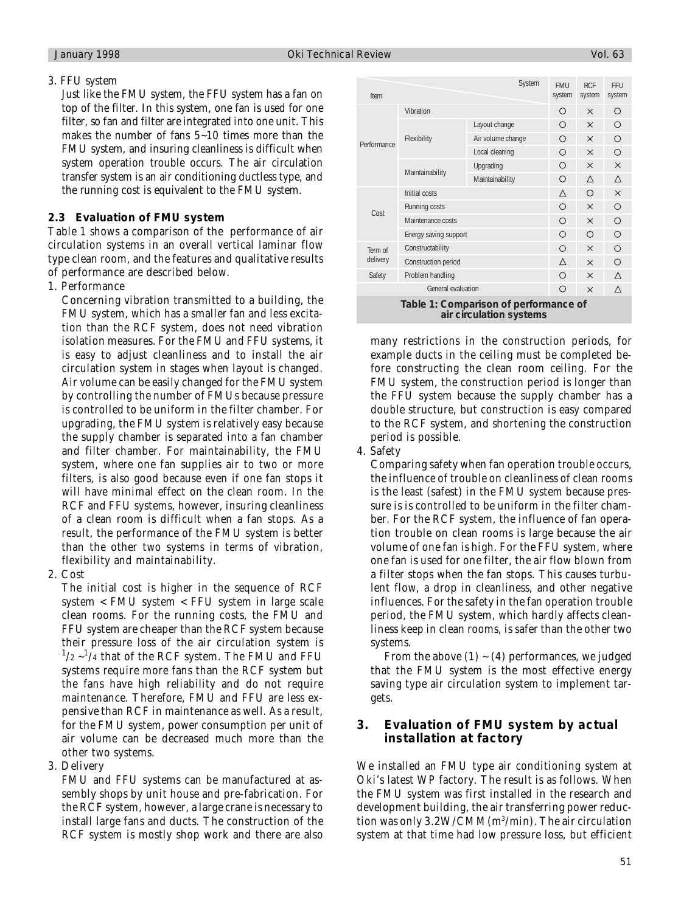3. FFU system

Just like the FMU system, the FFU system has a fan on top of the filter. In this system, one fan is used for one filter, so fan and filter are integrated into one unit. This makes the number of fans 5~10 times more than the FMU system, and insuring cleanliness is difficult when system operation trouble occurs. The air circulation transfer system is an air conditioning ductless type, and the running cost is equivalent to the FMU system.

### 2.3 Evaluation of FMU system

Table 1 shows a comparison of the performance of air circulation systems in an overall vertical laminar flow type clean room, and the features and qualitative results of performance are described below.

1. Performance

Concerning vibration transmitted to a building, the FMU system, which has a smaller fan and less excitation than the RCF system, does not need vibration isolation measures. For the FMU and FFU systems, it is easy to adjust cleanliness and to install the air circulation system in stages when layout is changed. Air volume can be easily changed for the FMU system by controlling the number of FMUs because pressure is controlled to be uniform in the filter chamber. For upgrading, the FMU system is relatively easy because the supply chamber is separated into a fan chamber and filter chamber. For maintainability, the FMU system, where one fan supplies air to two or more filters, is also good because even if one fan stops it will have minimal effect on the clean room. In the RCF and FFU systems, however, insuring cleanliness of a clean room is difficult when a fan stops. As a result, the performance of the FMU system is better than the other two systems in terms of vibration, flexibility and maintainability.

2. Cost

The initial cost is higher in the sequence of RCF system < FMU system < FFU system in large scale clean rooms. For the running costs, the FMU and FFU system are cheaper than the RCF system because their pressure loss of the air circulation system is $^1/_2$ ~$^1/_4$ that of the RCF system. The FMU and FFU systems require more fans than the RCF system but the fans have high reliability and do not require maintenance. Therefore, FMU and FFU are less expensive than RCF in maintenance as well. As a result, for the FMU system, power consumption per unit of air volume can be decreased much more than the other two systems.

3. Delivery

FMU and FFU systems can be manufactured at assembly shops by unit house and pre-fabrication. For the RCF system, however, a large crane is necessary to install large fans and ducts. The construction of the RCF system is mostly shop work and there are also many restrictions in the construction periods, for example ducts in the ceiling must be completed before constructing the clean room ceiling. For the FMU system, the construction period is longer than the FFU system because the supply chamber has a double structure, but construction is easy compared to the RCF system, and shortening the construction period is possible.

4. Safety

Comparing safety when fan operation trouble occurs, the influence of trouble on cleanliness of clean rooms is the least (safest) in the FMU system because pressure is is controlled to be uniform in the filter chamber. For the RCF system, the influence of fan operation trouble on clean rooms is large because the air volume of one fan is high. For the FFU system, where one fan is used for one filter, the air flow blown from a filter stops when the fan stops. This causes turbulent flow, a drop in cleanliness, and other negative influences. For the safety in the fan operation trouble period, the FMU system, which hardly affects cleanliness keep in clean rooms, is safer than the other two systems.

From the above (1) ~ (4) performances, we judged that the FMU system is the most effective energy saving type air circulation system to implement targets.

| Item | | System | FMU system | RCF system | FFU system |
|---|---|---|---|---|---|
| Performance | Vibration | | ○ | × | ○ |
| | Flexibility | Layout change | ○ | × | ○ |
| | | Air volume change | ○ | × | ○ |
| | | Local cleaning | ○ | × | ○ |
| | Maintainability | Upgrading | ○ | × | × |
| | | Maintainability | ○ | △ | △ |
| Cost | Initial costs | | △ | ○ | × |
| | Running costs | | ○ | × | ○ |
| | Maintenance costs | | ○ | × | ○ |
| | Energy saving support | | ○ | ○ | ○ |
| Term of delivery | Constructability | | ○ | × | ○ |
| | Construction period | | △ | × | ○ |
| Safety | Problem handling | | ○ | × | △ |
| General evaluation | | | ○ | × | △ |

**Table 1: Comparison of performance of air circulation systems**

## 3. Evaluation of FMU system by actual installation at factory

We installed an FMU type air conditioning system at Oki's latest WP factory. The result is as follows. When the FMU system was first installed in the research and development building, the air transferring power reduction was only 3.2W/CMM($m^3$/min). The air circulation system at that time had low pressure loss, but efficient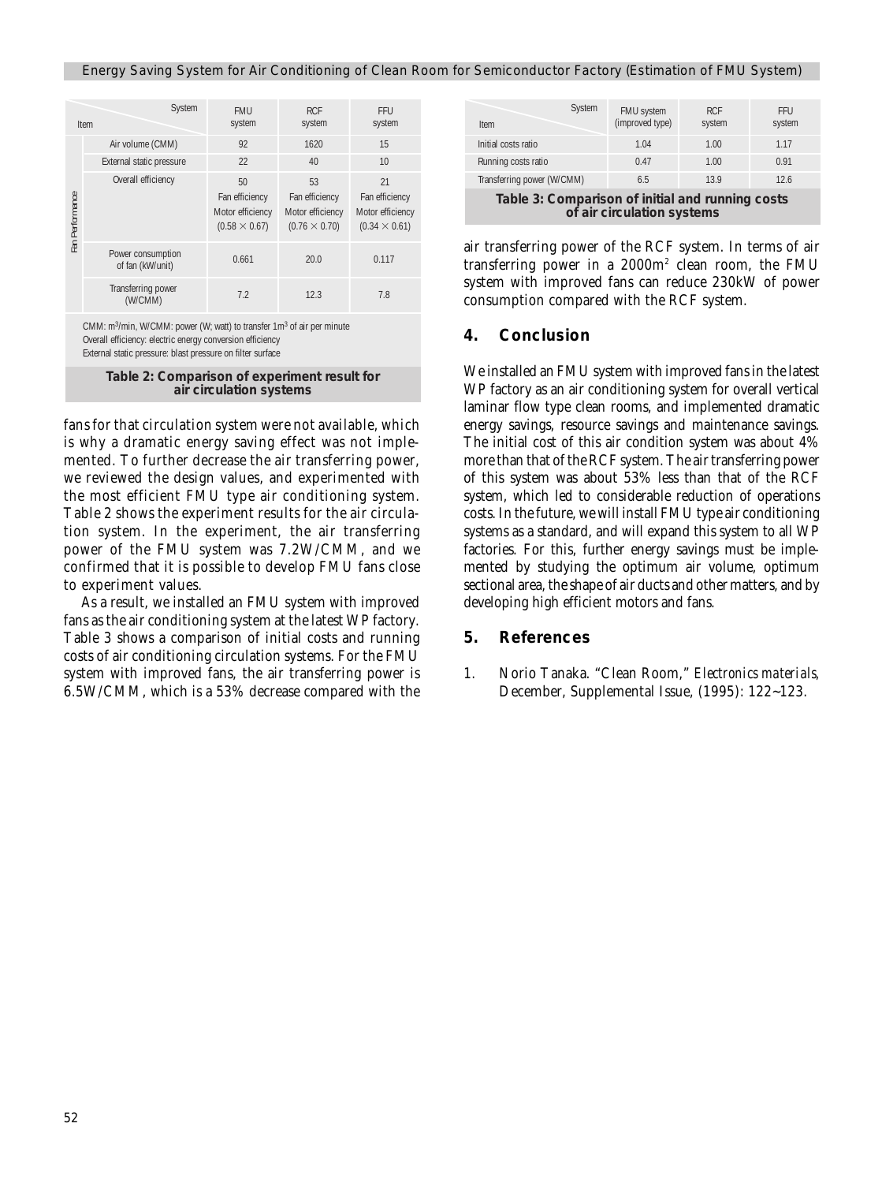| | System / Item | FMU system | RCF system | FFU system |
|---|---|---|---|---|
| Fan Performance | Air volume (CMM) | 92 | 1620 | 15 |
| | External static pressure | 22 | 40 | 10 |
| | Overall efficiency | 50 Fan efficiency Motor efficiency $(0.58 \times 0.67)$ | 53 Fan efficiency Motor efficiency $(0.76 \times 0.70)$ | 21 Fan efficiency Motor efficiency $(0.34 \times 0.61)$ |
| | Power consumption of fan (kW/unit) | 0.661 | 20.0 | 0.117 |
| | Transferring power (W/CMM) | 7.2 | 12.3 | 7.8 |

CMM: $m^3$/min, W/CMM: power (W; watt) to transfer $1m^3$ of air per minute
Overall efficiency: electric energy conversion efficiency
External static pressure: blast pressure on filter surface

**Table 2: Comparison of experiment result for air circulation systems**

fans for that circulation system were not available, which is why a dramatic energy saving effect was not implemented. To further decrease the air transferring power, we reviewed the design values, and experimented with the most efficient FMU type air conditioning system. Table 2 shows the experiment results for the air circulation system. In the experiment, the air transferring power of the FMU system was 7.2W/CMM, and we confirmed that it is possible to develop FMU fans close to experiment values.

As a result, we installed an FMU system with improved fans as the air conditioning system at the latest WP factory. Table 3 shows a comparison of initial costs and running costs of air conditioning circulation systems. For the FMU system with improved fans, the air transferring power is 6.5W/CMM, which is a 53% decrease compared with the air transferring power of the RCF system. In terms of air transferring power in a $2000m^2$ clean room, the FMU system with improved fans can reduce 230kW of power consumption compared with the RCF system.

| System / Item | FMU system (improved type) | RCF system | FFU system |
|---|---|---|---|
| Initial costs ratio | 1.04 | 1.00 | 1.17 |
| Running costs ratio | 0.47 | 1.00 | 0.91 |
| Transferring power (W/CMM) | 6.5 | 13.9 | 12.6 |

**Table 3: Comparison of initial and running costs of air circulation systems**

## 4. Conclusion

We installed an FMU system with improved fans in the latest WP factory as an air conditioning system for overall vertical laminar flow type clean rooms, and implemented dramatic energy savings, resource savings and maintenance savings. The initial cost of this air condition system was about 4% more than that of the RCF system. The air transferring power of this system was about 53% less than that of the RCF system, which led to considerable reduction of operations costs. In the future, we will install FMU type air conditioning systems as a standard, and will expand this system to all WP factories. For this, further energy savings must be implemented by studying the optimum air volume, optimum sectional area, the shape of air ducts and other matters, and by developing high efficient motors and fans.

## 5. References

1. Norio Tanaka. "Clean Room," *Electronics materials*, December, Supplemental Issue, (1995): 122~123.